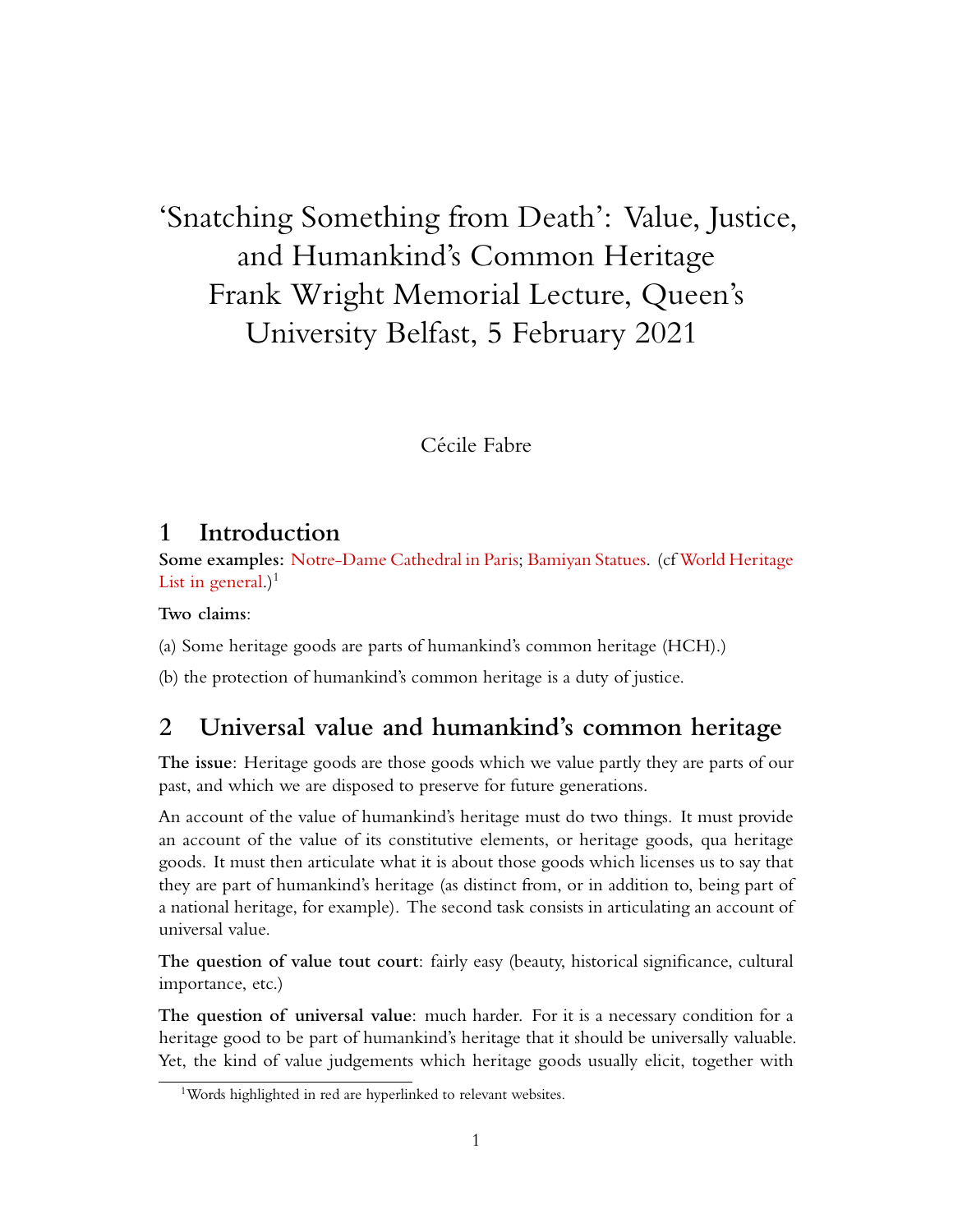# 'Snatching Something from Death': Value, Justice, and Humankind's Common Heritage Frank Wright Memorial Lecture, Queen's University Belfast, 5 February 2021

Cécile Fabre

## 1 Introduction

**Some examples:** Notre-Dame Cathedral in Paris; Bamiyan Statues. (cf World Heritage List in general.)[1]

**Two claims**:

(a) Some heritage goods are parts of humankind's common heritage (HCH).)

(b) the protection of humankind's common heritage is a duty of justice.

## 2 Universal value and humankind's common heritage

**The issue**: Heritage goods are those goods which we value partly they are parts of our past, and which we are disposed to preserve for future generations.

An account of the value of humankind's heritage must do two things. It must provide an account of the value of its constitutive elements, or heritage goods, qua heritage goods. It must then articulate what it is about those goods which licenses us to say that they are part of humankind's heritage (as distinct from, or in addition to, being part of a national heritage, for example). The second task consists in articulating an account of universal value.

**The question of value tout court**: fairly easy (beauty, historical significance, cultural importance, etc.)

**The question of universal value**: much harder. For it is a necessary condition for a heritage good to be part of humankind's heritage that it should be universally valuable. Yet, the kind of value judgements which heritage goods usually elicit, together with

[1] Words highlighted in red are hyperlinked to relevant websites.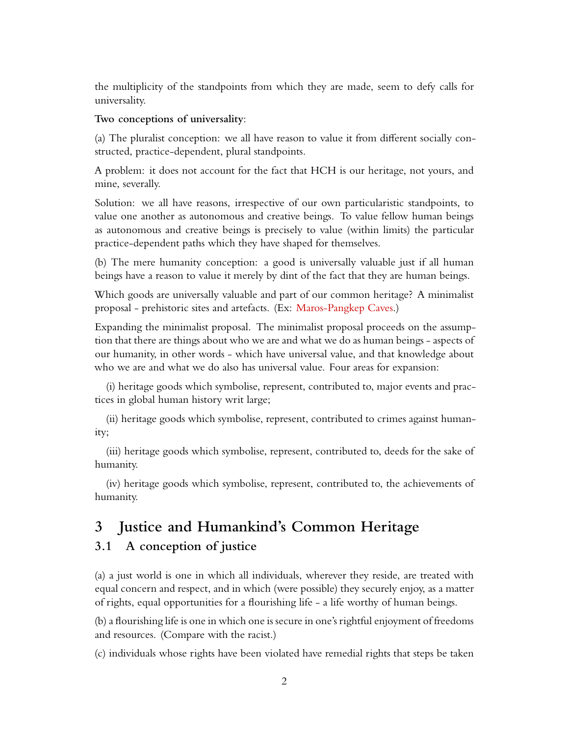the multiplicity of the standpoints from which they are made, seem to defy calls for universality.

**Two conceptions of universality**:

(a) The pluralist conception: we all have reason to value it from different socially constructed, practice-dependent, plural standpoints.

A problem: it does not account for the fact that HCH is our heritage, not yours, and mine, severally.

Solution: we all have reasons, irrespective of our own particularistic standpoints, to value one another as autonomous and creative beings. To value fellow human beings as autonomous and creative beings is precisely to value (within limits) the particular practice-dependent paths which they have shaped for themselves.

(b) The mere humanity conception: a good is universally valuable just if all human beings have a reason to value it merely by dint of the fact that they are human beings.

Which goods are universally valuable and part of our common heritage? A minimalist proposal - prehistoric sites and artefacts. (Ex: Maros-Pangkep Caves.)

Expanding the minimalist proposal. The minimalist proposal proceeds on the assumption that there are things about who we are and what we do as human beings - aspects of our humanity, in other words - which have universal value, and that knowledge about who we are and what we do also has universal value. Four areas for expansion:

(i) heritage goods which symbolise, represent, contributed to, major events and practices in global human history writ large;

(ii) heritage goods which symbolise, represent, contributed to crimes against humanity;

(iii) heritage goods which symbolise, represent, contributed to, deeds for the sake of humanity.

(iv) heritage goods which symbolise, represent, contributed to, the achievements of humanity.

# 3 Justice and Humankind's Common Heritage

## 3.1 A conception of justice

(a) a just world is one in which all individuals, wherever they reside, are treated with equal concern and respect, and in which (were possible) they securely enjoy, as a matter of rights, equal opportunities for a flourishing life - a life worthy of human beings.

(b) a flourishing life is one in which one is secure in one's rightful enjoyment of freedoms and resources. (Compare with the racist.)

(c) individuals whose rights have been violated have remedial rights that steps be taken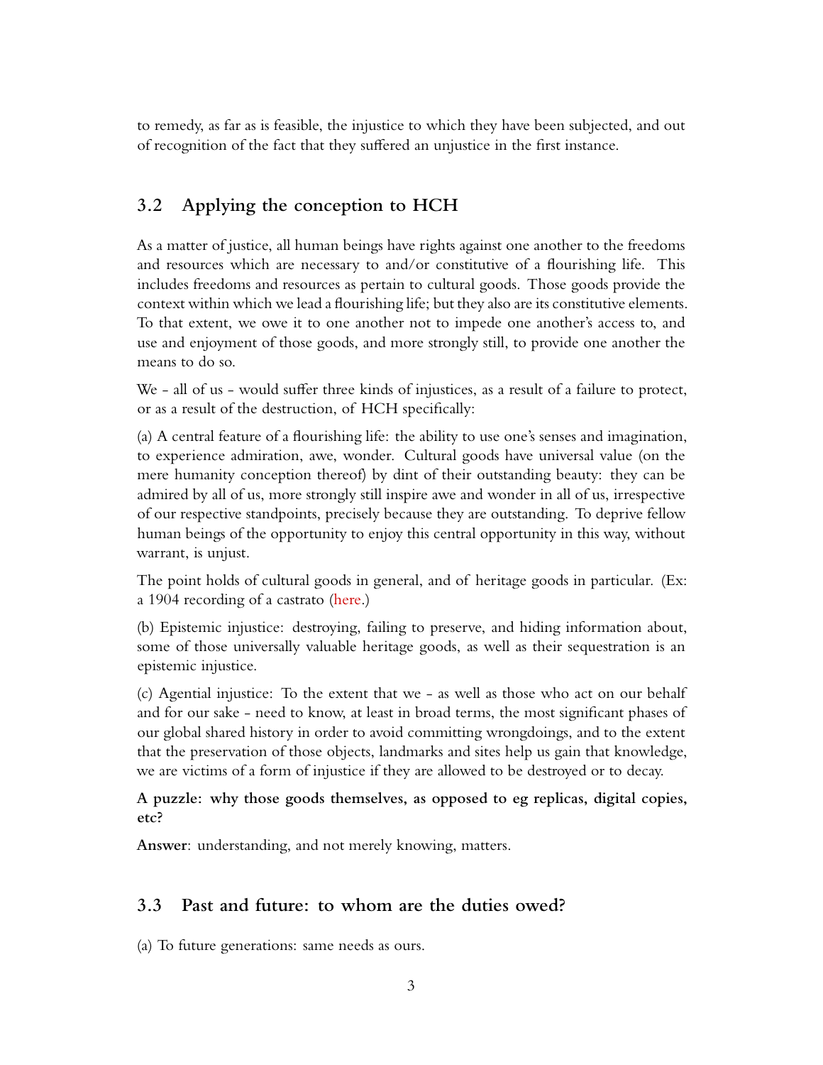to remedy, as far as is feasible, the injustice to which they have been subjected, and out of recognition of the fact that they suffered an injustice in the first instance.

## 3.2 Applying the conception to HCH

As a matter of justice, all human beings have rights against one another to the freedoms and resources which are necessary to and/or constitutive of a flourishing life. This includes freedoms and resources as pertain to cultural goods. Those goods provide the context within which we lead a flourishing life; but they also are its constitutive elements. To that extent, we owe it to one another not to impede one another's access to, and use and enjoyment of those goods, and more strongly still, to provide one another the means to do so.

We - all of us - would suffer three kinds of injustices, as a result of a failure to protect, or as a result of the destruction, of HCH specifically:

(a) A central feature of a flourishing life: the ability to use one's senses and imagination, to experience admiration, awe, wonder. Cultural goods have universal value (on the mere humanity conception thereof) by dint of their outstanding beauty: they can be admired by all of us, more strongly still inspire awe and wonder in all of us, irrespective of our respective standpoints, precisely because they are outstanding. To deprive fellow human beings of the opportunity to enjoy this central opportunity in this way, without warrant, is unjust.

The point holds of cultural goods in general, and of heritage goods in particular. (Ex: a 1904 recording of a castrato (here.)

(b) Epistemic injustice: destroying, failing to preserve, and hiding information about, some of those universally valuable heritage goods, as well as their sequestration is an epistemic injustice.

(c) Agential injustice: To the extent that we - as well as those who act on our behalf and for our sake - need to know, at least in broad terms, the most significant phases of our global shared history in order to avoid committing wrongdoings, and to the extent that the preservation of those objects, landmarks and sites help us gain that knowledge, we are victims of a form of injustice if they are allowed to be destroyed or to decay.

**A puzzle: why those goods themselves, as opposed to eg replicas, digital copies, etc?**

**Answer**: understanding, and not merely knowing, matters.

## 3.3 Past and future: to whom are the duties owed?

(a) To future generations: same needs as ours.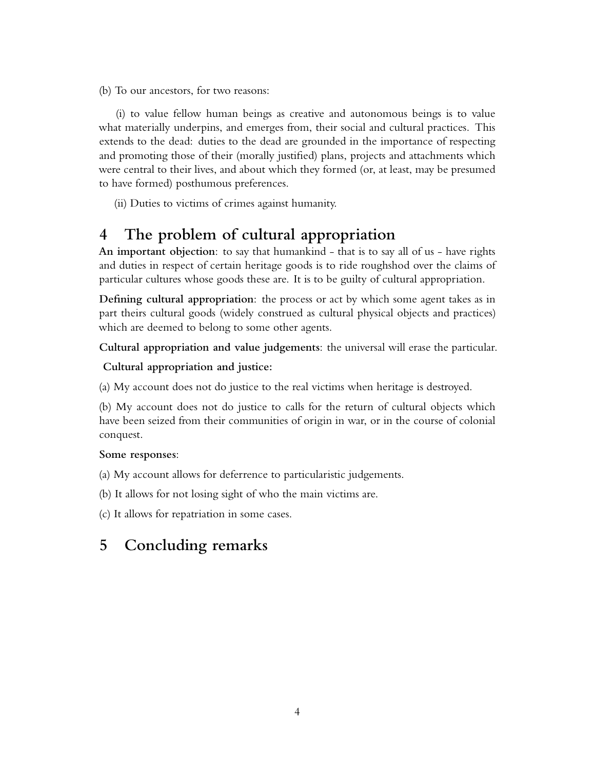(b) To our ancestors, for two reasons:

(i) to value fellow human beings as creative and autonomous beings is to value what materially underpins, and emerges from, their social and cultural practices. This extends to the dead: duties to the dead are grounded in the importance of respecting and promoting those of their (morally justified) plans, projects and attachments which were central to their lives, and about which they formed (or, at least, may be presumed to have formed) posthumous preferences.

(ii) Duties to victims of crimes against humanity.

# 4 The problem of cultural appropriation

**An important objection**: to say that humankind - that is to say all of us - have rights and duties in respect of certain heritage goods is to ride roughshod over the claims of particular cultures whose goods these are. It is to be guilty of cultural appropriation.

**Defining cultural appropriation**: the process or act by which some agent takes as in part theirs cultural goods (widely construed as cultural physical objects and practices) which are deemed to belong to some other agents.

**Cultural appropriation and value judgements**: the universal will erase the particular.

**Cultural appropriation and justice:**

(a) My account does not do justice to the real victims when heritage is destroyed.

(b) My account does not do justice to calls for the return of cultural objects which have been seized from their communities of origin in war, or in the course of colonial conquest.

**Some responses**:

(a) My account allows for deferrence to particularistic judgements.

(b) It allows for not losing sight of who the main victims are.

(c) It allows for repatriation in some cases.

# 5 Concluding remarks